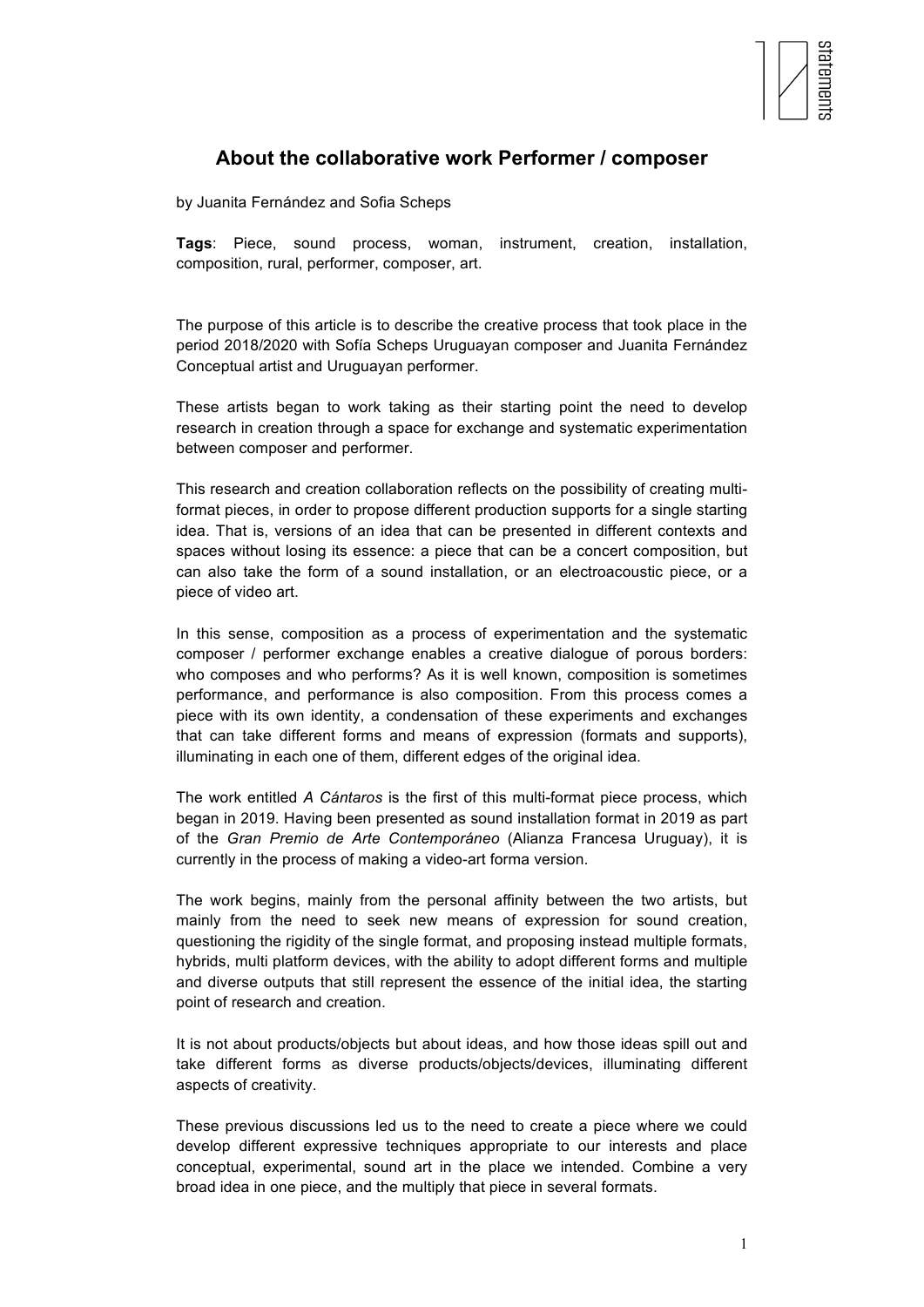# About the collaborative work Performer / composer

by Juanita Fernández and Sofia Scheps

**Tags**: Piece, sound process, woman, instrument, creation, installation, composition, rural, performer, composer, art.

The purpose of this article is to describe the creative process that took place in the period 2018/2020 with Sofía Scheps Uruguayan composer and Juanita Fernández Conceptual artist and Uruguayan performer.

These artists began to work taking as their starting point the need to develop research in creation through a space for exchange and systematic experimentation between composer and performer.

This research and creation collaboration reflects on the possibility of creating multi-format pieces, in order to propose different production supports for a single starting idea. That is, versions of an idea that can be presented in different contexts and spaces without losing its essence: a piece that can be a concert composition, but can also take the form of a sound installation, or an electroacoustic piece, or a piece of video art.

In this sense, composition as a process of experimentation and the systematic composer / performer exchange enables a creative dialogue of porous borders: who composes and who performs? As it is well known, composition is sometimes performance, and performance is also composition. From this process comes a piece with its own identity, a condensation of these experiments and exchanges that can take different forms and means of expression (formats and supports), illuminating in each one of them, different edges of the original idea.

The work entitled *A Cántaros* is the first of this multi-format piece process, which began in 2019. Having been presented as sound installation format in 2019 as part of the *Gran Premio de Arte Contemporáneo* (Alianza Francesa Uruguay), it is currently in the process of making a video-art forma version.

The work begins, mainly from the personal affinity between the two artists, but mainly from the need to seek new means of expression for sound creation, questioning the rigidity of the single format, and proposing instead multiple formats, hybrids, multi platform devices, with the ability to adopt different forms and multiple and diverse outputs that still represent the essence of the initial idea, the starting point of research and creation.

It is not about products/objects but about ideas, and how those ideas spill out and take different forms as diverse products/objects/devices, illuminating different aspects of creativity.

These previous discussions led us to the need to create a piece where we could develop different expressive techniques appropriate to our interests and place conceptual, experimental, sound art in the place we intended. Combine a very broad idea in one piece, and the multiply that piece in several formats.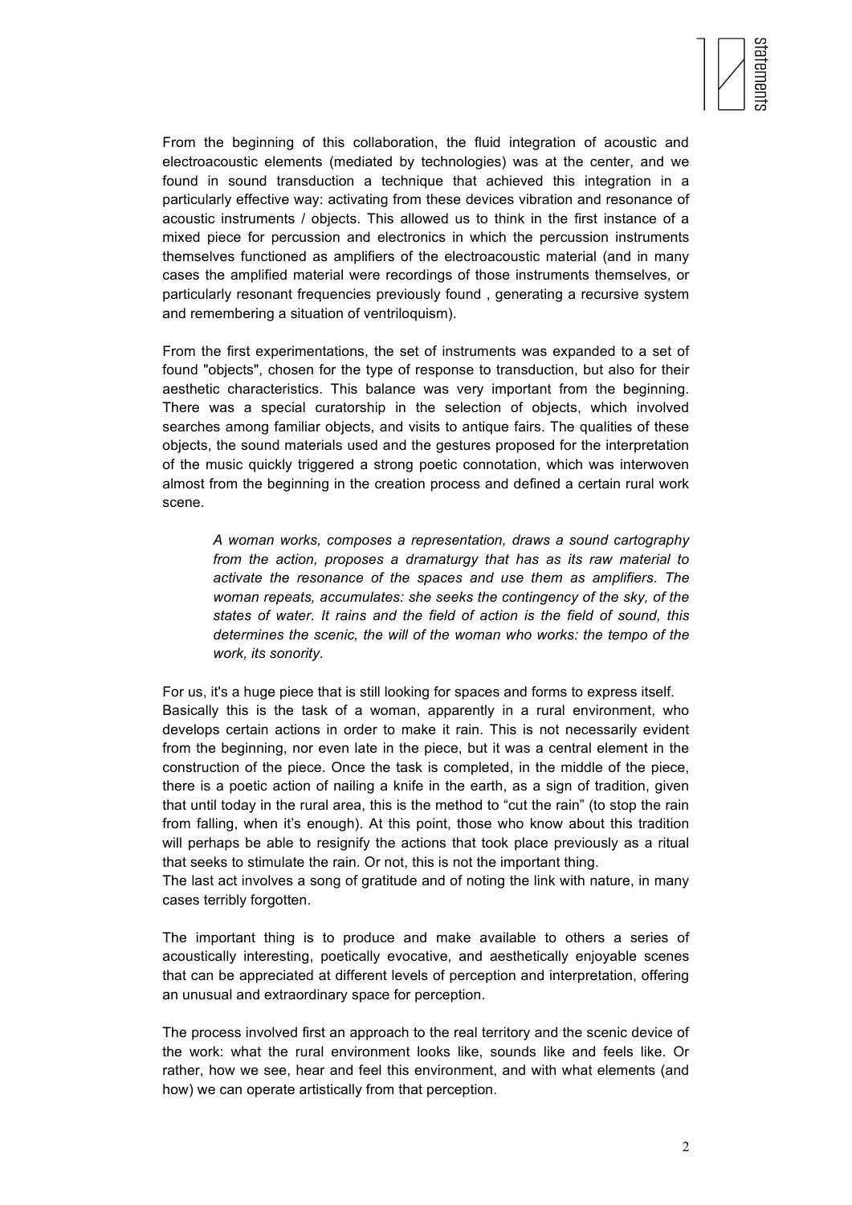From the beginning of this collaboration, the fluid integration of acoustic and electroacoustic elements (mediated by technologies) was at the center, and we found in sound transduction a technique that achieved this integration in a particularly effective way: activating from these devices vibration and resonance of acoustic instruments / objects. This allowed us to think in the first instance of a mixed piece for percussion and electronics in which the percussion instruments themselves functioned as amplifiers of the electroacoustic material (and in many cases the amplified material were recordings of those instruments themselves, or particularly resonant frequencies previously found , generating a recursive system and remembering a situation of ventriloquism).

From the first experimentations, the set of instruments was expanded to a set of found "objects", chosen for the type of response to transduction, but also for their aesthetic characteristics. This balance was very important from the beginning. There was a special curatorship in the selection of objects, which involved searches among familiar objects, and visits to antique fairs. The qualities of these objects, the sound materials used and the gestures proposed for the interpretation of the music quickly triggered a strong poetic connotation, which was interwoven almost from the beginning in the creation process and defined a certain rural work scene.

> *A woman works, composes a representation, draws a sound cartography from the action, proposes a dramaturgy that has as its raw material to activate the resonance of the spaces and use them as amplifiers. The woman repeats, accumulates: she seeks the contingency of the sky, of the states of water. It rains and the field of action is the field of sound, this determines the scenic, the will of the woman who works: the tempo of the work, its sonority.*

For us, it's a huge piece that is still looking for spaces and forms to express itself.
Basically this is the task of a woman, apparently in a rural environment, who develops certain actions in order to make it rain. This is not necessarily evident from the beginning, nor even late in the piece, but it was a central element in the construction of the piece. Once the task is completed, in the middle of the piece, there is a poetic action of nailing a knife in the earth, as a sign of tradition, given that until today in the rural area, this is the method to "cut the rain" (to stop the rain from falling, when it's enough). At this point, those who know about this tradition will perhaps be able to resignify the actions that took place previously as a ritual that seeks to stimulate the rain. Or not, this is not the important thing.
The last act involves a song of gratitude and of noting the link with nature, in many cases terribly forgotten.

The important thing is to produce and make available to others a series of acoustically interesting, poetically evocative, and aesthetically enjoyable scenes that can be appreciated at different levels of perception and interpretation, offering an unusual and extraordinary space for perception.

The process involved first an approach to the real territory and the scenic device of the work: what the rural environment looks like, sounds like and feels like. Or rather, how we see, hear and feel this environment, and with what elements (and how) we can operate artistically from that perception.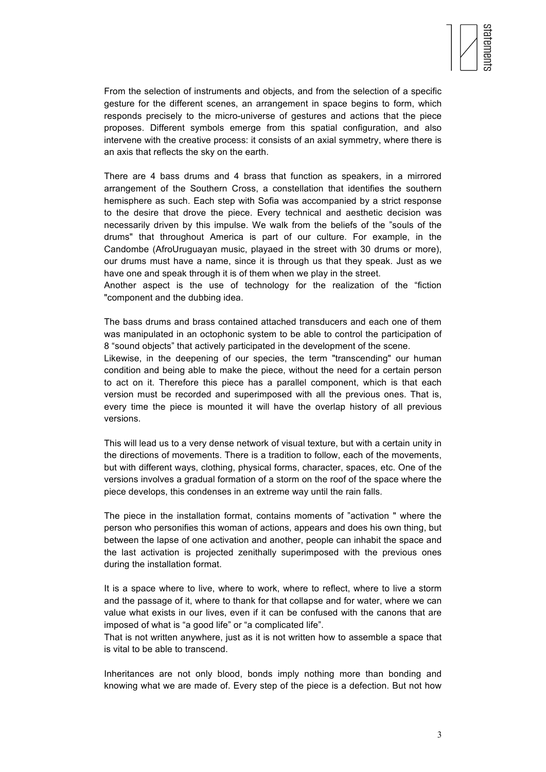From the selection of instruments and objects, and from the selection of a specific gesture for the different scenes, an arrangement in space begins to form, which responds precisely to the micro-universe of gestures and actions that the piece proposes. Different symbols emerge from this spatial configuration, and also intervene with the creative process: it consists of an axial symmetry, where there is an axis that reflects the sky on the earth.

There are 4 bass drums and 4 brass that function as speakers, in a mirrored arrangement of the Southern Cross, a constellation that identifies the southern hemisphere as such. Each step with Sofia was accompanied by a strict response to the desire that drove the piece. Every technical and aesthetic decision was necessarily driven by this impulse. We walk from the beliefs of the "souls of the drums" that throughout America is part of our culture. For example, in the Candombe (AfroUruguayan music, playaed in the street with 30 drums or more), our drums must have a name, since it is through us that they speak. Just as we have one and speak through it is of them when we play in the street.
Another aspect is the use of technology for the realization of the "fiction "component and the dubbing idea.

The bass drums and brass contained attached transducers and each one of them was manipulated in an octophonic system to be able to control the participation of 8 "sound objects" that actively participated in the development of the scene.
Likewise, in the deepening of our species, the term "transcending" our human condition and being able to make the piece, without the need for a certain person to act on it. Therefore this piece has a parallel component, which is that each version must be recorded and superimposed with all the previous ones. That is, every time the piece is mounted it will have the overlap history of all previous versions.

This will lead us to a very dense network of visual texture, but with a certain unity in the directions of movements. There is a tradition to follow, each of the movements, but with different ways, clothing, physical forms, character, spaces, etc. One of the versions involves a gradual formation of a storm on the roof of the space where the piece develops, this condenses in an extreme way until the rain falls.

The piece in the installation format, contains moments of "activation " where the person who personifies this woman of actions, appears and does his own thing, but between the lapse of one activation and another, people can inhabit the space and the last activation is projected zenithally superimposed with the previous ones during the installation format.

It is a space where to live, where to work, where to reflect, where to live a storm and the passage of it, where to thank for that collapse and for water, where we can value what exists in our lives, even if it can be confused with the canons that are imposed of what is "a good life" or "a complicated life".
That is not written anywhere, just as it is not written how to assemble a space that is vital to be able to transcend.

Inheritances are not only blood, bonds imply nothing more than bonding and knowing what we are made of. Every step of the piece is a defection. But not how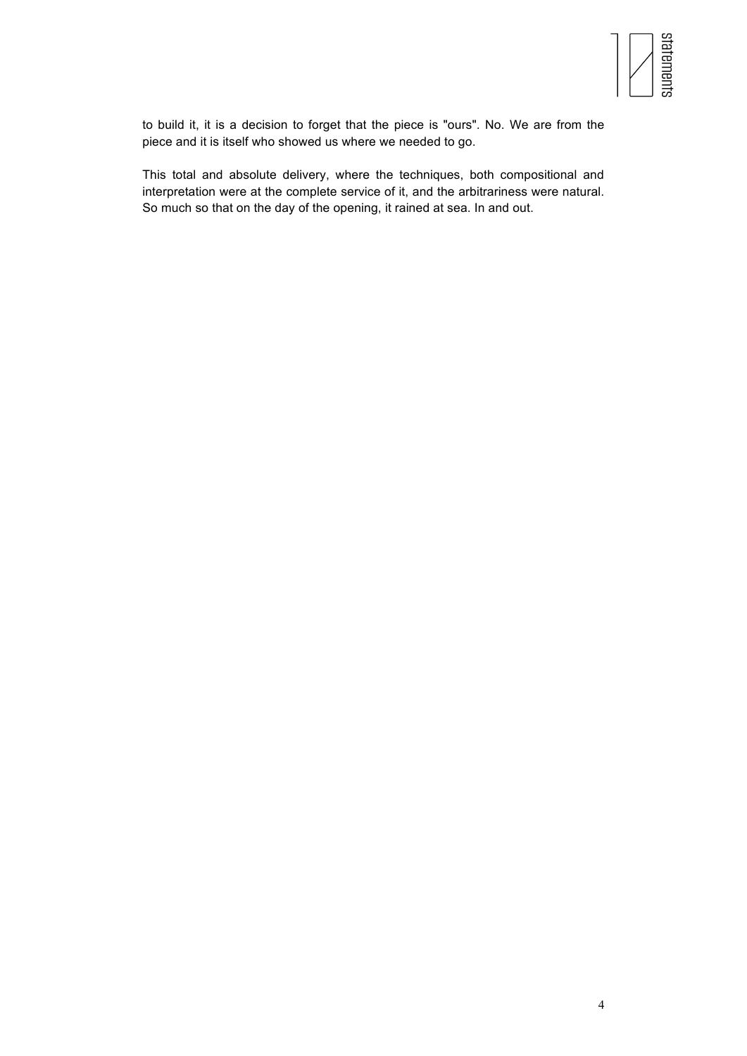to build it, it is a decision to forget that the piece is "ours". No. We are from the piece and it is itself who showed us where we needed to go.

This total and absolute delivery, where the techniques, both compositional and interpretation were at the complete service of it, and the arbitrariness were natural. So much so that on the day of the opening, it rained at sea. In and out.